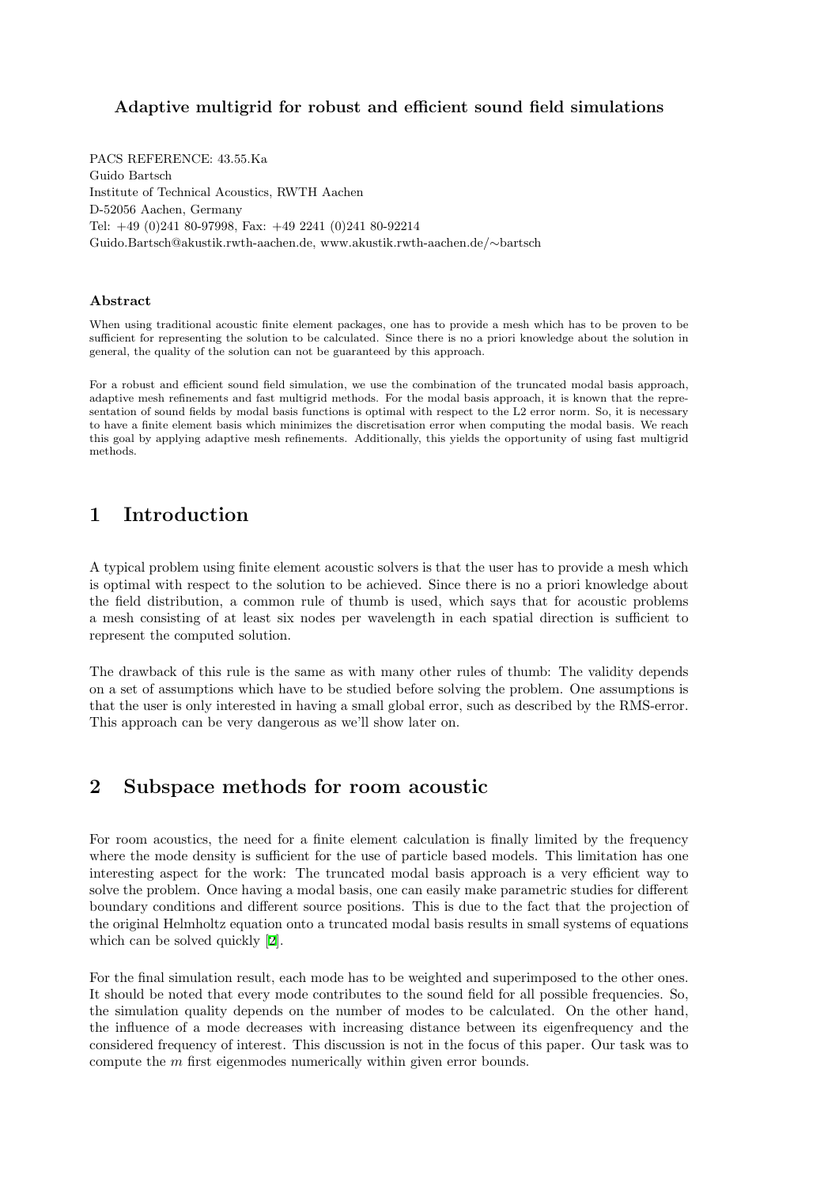# Adaptive multigrid for robust and efficient sound field simulations

PACS REFERENCE: 43.55.Ka
Guido Bartsch
Institute of Technical Acoustics, RWTH Aachen
D-52056 Aachen, Germany
Tel: +49 (0)241 80-97998, Fax: +49 2241 (0)241 80-92214
Guido.Bartsch@akustik.rwth-aachen.de, www.akustik.rwth-aachen.de/∼bartsch

### Abstract

When using traditional acoustic finite element packages, one has to provide a mesh which has to be proven to be sufficient for representing the solution to be calculated. Since there is no a priori knowledge about the solution in general, the quality of the solution can not be guaranteed by this approach.

For a robust and efficient sound field simulation, we use the combination of the truncated modal basis approach, adaptive mesh refinements and fast multigrid methods. For the modal basis approach, it is known that the representation of sound fields by modal basis functions is optimal with respect to the L2 error norm. So, it is necessary to have a finite element basis which minimizes the discretisation error when computing the modal basis. We reach this goal by applying adaptive mesh refinements. Additionally, this yields the opportunity of using fast multigrid methods.

## 1 Introduction

A typical problem using finite element acoustic solvers is that the user has to provide a mesh which is optimal with respect to the solution to be achieved. Since there is no a priori knowledge about the field distribution, a common rule of thumb is used, which says that for acoustic problems a mesh consisting of at least six nodes per wavelength in each spatial direction is sufficient to represent the computed solution.

The drawback of this rule is the same as with many other rules of thumb: The validity depends on a set of assumptions which have to be studied before solving the problem. One assumptions is that the user is only interested in having a small global error, such as described by the RMS-error. This approach can be very dangerous as we'll show later on.

## 2 Subspace methods for room acoustic

For room acoustics, the need for a finite element calculation is finally limited by the frequency where the mode density is sufficient for the use of particle based models. This limitation has one interesting aspect for the work: The truncated modal basis approach is a very efficient way to solve the problem. Once having a modal basis, one can easily make parametric studies for different boundary conditions and different source positions. This is due to the fact that the projection of the original Helmholtz equation onto a truncated modal basis results in small systems of equations which can be solved quickly [2].

For the final simulation result, each mode has to be weighted and superimposed to the other ones. It should be noted that every mode contributes to the sound field for all possible frequencies. So, the simulation quality depends on the number of modes to be calculated. On the other hand, the influence of a mode decreases with increasing distance between its eigenfrequency and the considered frequency of interest. This discussion is not in the focus of this paper. Our task was to compute the $m$ first eigenmodes numerically within given error bounds.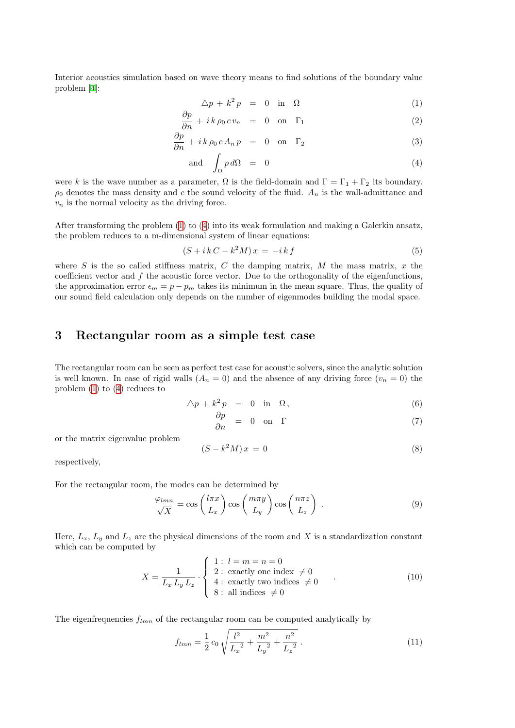Interior acoustics simulation based on wave theory means to find solutions of the boundary value problem [4]:

$$
\begin{aligned}
\triangle p + k^2 p &= 0 \quad \text{in} \quad \Omega & (1)\\
\frac{\partial p}{\partial n} + i\,k\,\rho_0\,c\,v_n &= 0 \quad \text{on} \quad \Gamma_1 & (2)\\
\frac{\partial p}{\partial n} + i\,k\,\rho_0\,c\,A_n\,p &= 0 \quad \text{on} \quad \Gamma_2 & (3)\\
\text{and} \quad \int_\Omega p\,d\Omega &= 0 & (4)
\end{aligned}
$$

were $k$ is the wave number as a parameter, $\Omega$ is the field-domain and $\Gamma = \Gamma_1 + \Gamma_2$ its boundary. $\rho_0$ denotes the mass density and $c$ the sound velocity of the fluid. $A_n$ is the wall-admittance and $v_n$ is the normal velocity as the driving force.

After transforming the problem (1) to (4) into its weak formulation and making a Galerkin ansatz, the problem reduces to a m-dimensional system of linear equations:

$$
(S + i\,k\,C - k^2 M)\,x = -i\,k\,f \tag{5}
$$

where $S$ is the so called stiffness matrix, $C$ the damping matrix, $M$ the mass matrix, $x$ the coefficient vector and $f$ the acoustic force vector. Due to the orthogonality of the eigenfunctions, the approximation error $\epsilon_m = p - p_m$ takes its minimum in the mean square. Thus, the quality of our sound field calculation only depends on the number of eigenmodes building the modal space.

## 3 Rectangular room as a simple test case

The rectangular room can be seen as perfect test case for acoustic solvers, since the analytic solution is well known. In case of rigid walls ($A_n = 0$) and the absence of any driving force ($v_n = 0$) the problem (1) to (4) reduces to

$$
\begin{aligned}
\triangle p + k^2 p &= 0 \quad \text{in} \quad \Omega\,, & (6)\\
\frac{\partial p}{\partial n} &= 0 \quad \text{on} \quad \Gamma & (7)
\end{aligned}
$$

or the matrix eigenvalue problem

$$
(S - k^2 M)\,x = 0 \tag{8}
$$

respectively,

For the rectangular room, the modes can be determined by

$$
\frac{\varphi_{lmn}}{\sqrt{X}} = \cos\left(\frac{l\pi x}{L_x}\right)\cos\left(\frac{m\pi y}{L_y}\right)\cos\left(\frac{n\pi z}{L_z}\right)\,. \tag{9}
$$

Here, $L_x$, $L_y$ and $L_z$ are the physical dimensions of the room and $X$ is a standardization constant which can be computed by

$$
X = \frac{1}{L_x\,L_y\,L_z} \cdot \left\{ \begin{array}{l} 1: \ l = m = n = 0 \\ 2: \ \text{exactly one index } \neq 0 \\ 4: \ \text{exactly two indices } \neq 0 \\ 8: \ \text{all indices } \neq 0 \end{array} \right. . \tag{10}
$$

The eigenfrequencies $f_{lmn}$ of the rectangular room can be computed analytically by

$$
f_{lmn} = \frac{1}{2}\,c_0\,\sqrt{\frac{l^2}{{L_x}^2} + \frac{m^2}{{L_y}^2} + \frac{n^2}{{L_z}^2}}\,. \tag{11}
$$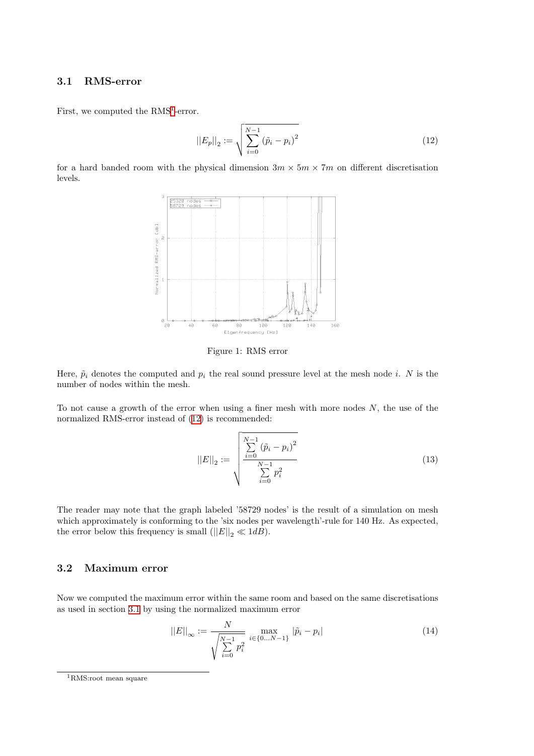### 3.1 RMS-error

First, we computed the RMS[1]-error.

$$||E_p||_2 := \sqrt{\sum_{i=0}^{N-1} (\tilde{p}_i - p_i)^2} \tag{12}$$

for a hard banded room with the physical dimension $3m \times 5m \times 7m$ on different discretisation levels.

Figure 1: RMS error

Here, $\tilde{p}_i$ denotes the computed and $p_i$ the real sound pressure level at the mesh node $i$. $N$ is the number of nodes within the mesh.

To not cause a growth of the error when using a finer mesh with more nodes $N$, the use of the normalized RMS-error instead of (12) is recommended:

$$||E||_2 := \sqrt{\frac{\sum_{i=0}^{N-1} (\tilde{p}_i - p_i)^2}{\sum_{i=0}^{N-1} p_i^2}} \tag{13}$$

The reader may note that the graph labeled '58729 nodes' is the result of a simulation on mesh which approximately is conforming to the 'six nodes per wavelength'-rule for 140 Hz. As expected, the error below this frequency is small ($||E||_2 \ll 1dB$).

### 3.2 Maximum error

Now we computed the maximum error within the same room and based on the same discretisations as used in section 3.1 by using the normalized maximum error

$$||E||_\infty := \frac{N}{\sqrt{\sum_{i=0}^{N-1} p_i^2}} \max_{i \in \{0 \ldots N-1\}} |\tilde{p}_i - p_i| \tag{14}$$

[1] RMS:root mean square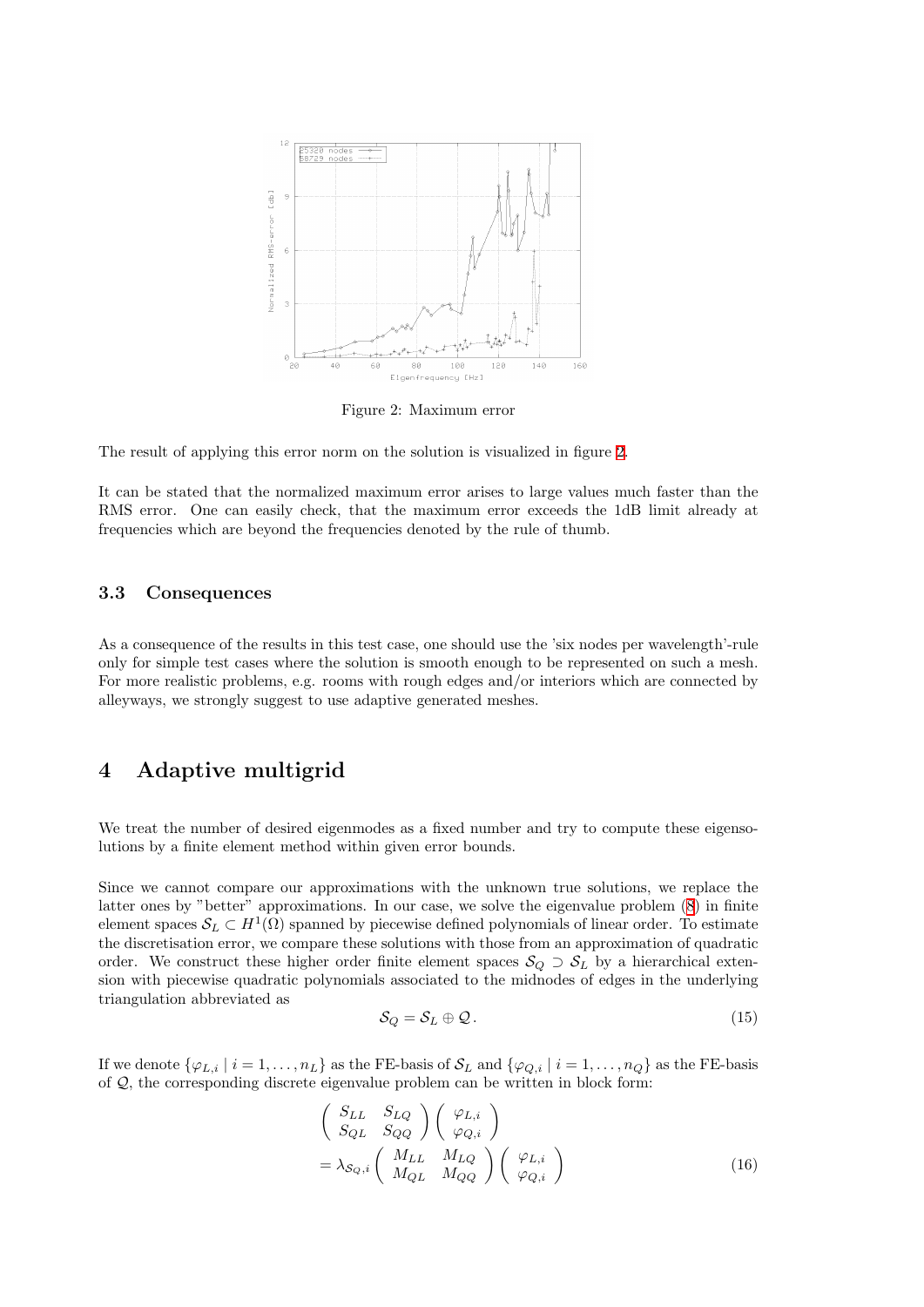Figure 2: Maximum error

The result of applying this error norm on the solution is visualized in figure 2.

It can be stated that the normalized maximum error arises to large values much faster than the RMS error. One can easily check, that the maximum error exceeds the 1dB limit already at frequencies which are beyond the frequencies denoted by the rule of thumb.

### 3.3 Consequences

As a consequence of the results in this test case, one should use the 'six nodes per wavelength'-rule only for simple test cases where the solution is smooth enough to be represented on such a mesh. For more realistic problems, e.g. rooms with rough edges and/or interiors which are connected by alleyways, we strongly suggest to use adaptive generated meshes.

## 4 Adaptive multigrid

We treat the number of desired eigenmodes as a fixed number and try to compute these eigensolutions by a finite element method within given error bounds.

Since we cannot compare our approximations with the unknown true solutions, we replace the latter ones by "better" approximations. In our case, we solve the eigenvalue problem (8) in finite element spaces $\mathcal{S}_L \subset H^1(\Omega)$ spanned by piecewise defined polynomials of linear order. To estimate the discretisation error, we compare these solutions with those from an approximation of quadratic order. We construct these higher order finite element spaces $\mathcal{S}_Q \supset \mathcal{S}_L$ by a hierarchical extension with piecewise quadratic polynomials associated to the midnodes of edges in the underlying triangulation abbreviated as

$$\mathcal{S}_Q = \mathcal{S}_L \oplus \mathcal{Q}. \tag{15}$$

If we denote $\{\varphi_{L,i} \mid i = 1, \ldots, n_L\}$ as the FE-basis of $\mathcal{S}_L$ and $\{\varphi_{Q,i} \mid i = 1, \ldots, n_Q\}$ as the FE-basis of $\mathcal{Q}$, the corresponding discrete eigenvalue problem can be written in block form:

$$\begin{aligned} &\begin{pmatrix} S_{LL} & S_{LQ} \\ S_{QL} & S_{QQ} \end{pmatrix} \begin{pmatrix} \varphi_{L,i} \\ \varphi_{Q,i} \end{pmatrix} \\ &= \lambda_{\mathcal{S}_Q,i} \begin{pmatrix} M_{LL} & M_{LQ} \\ M_{QL} & M_{QQ} \end{pmatrix} \begin{pmatrix} \varphi_{L,i} \\ \varphi_{Q,i} \end{pmatrix} \end{aligned} \tag{16}$$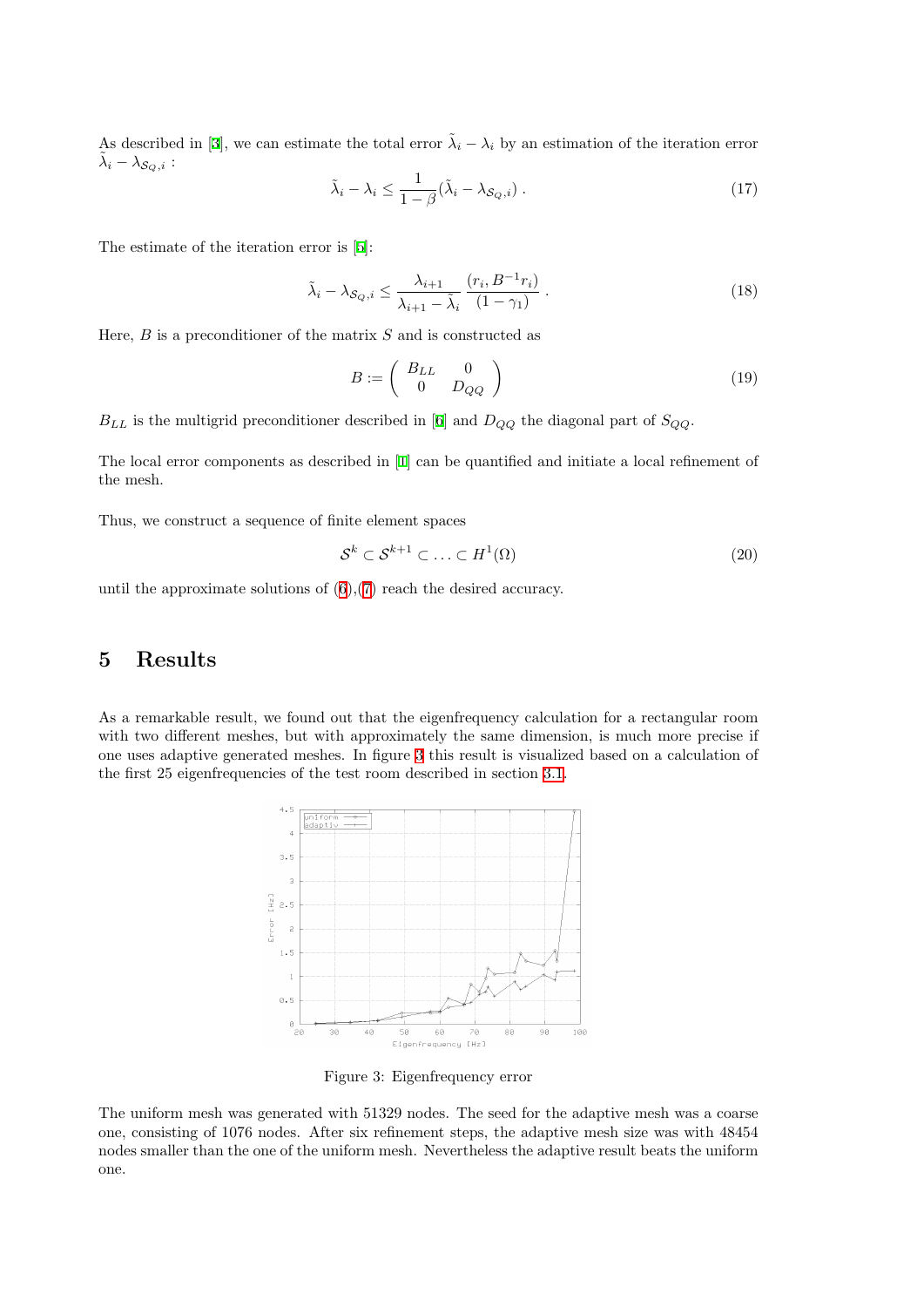As described in [3], we can estimate the total error $\tilde{\lambda}_i - \lambda_i$ by an estimation of the iteration error $\tilde{\lambda}_i - \lambda_{\mathcal{S}_Q,i}$ :

$$\tilde{\lambda}_i - \lambda_i \leq \frac{1}{1-\beta}(\tilde{\lambda}_i - \lambda_{\mathcal{S}_Q,i}) \; . \tag{17}$$

The estimate of the iteration error is [5]:

$$\tilde{\lambda}_i - \lambda_{\mathcal{S}_Q,i} \leq \frac{\lambda_{i+1}}{\lambda_{i+1} - \tilde{\lambda}_i} \, \frac{(r_i, B^{-1} r_i)}{(1-\gamma_1)} \; . \tag{18}$$

Here, $B$ is a preconditioner of the matrix $S$ and is constructed as

$$B := \begin{pmatrix} B_{LL} & 0 \\ 0 & D_{QQ} \end{pmatrix} \tag{19}$$

$B_{LL}$ is the multigrid preconditioner described in [6] and $D_{QQ}$ the diagonal part of $S_{QQ}$.

The local error components as described in [1] can be quantified and initiate a local refinement of the mesh.

Thus, we construct a sequence of finite element spaces

$$\mathcal{S}^k \subset \mathcal{S}^{k+1} \subset \ldots \subset H^1(\Omega) \tag{20}$$

until the approximate solutions of (6),(7) reach the desired accuracy.

## 5 Results

As a remarkable result, we found out that the eigenfrequency calculation for a rectangular room with two different meshes, but with approximately the same dimension, is much more precise if one uses adaptive generated meshes. In figure 3 this result is visualized based on a calculation of the first 25 eigenfrequencies of the test room described in section 3.1.

Figure 3: Eigenfrequency error

The uniform mesh was generated with 51329 nodes. The seed for the adaptive mesh was a coarse one, consisting of 1076 nodes. After six refinement steps, the adaptive mesh size was with 48454 nodes smaller than the one of the uniform mesh. Nevertheless the adaptive result beats the uniform one.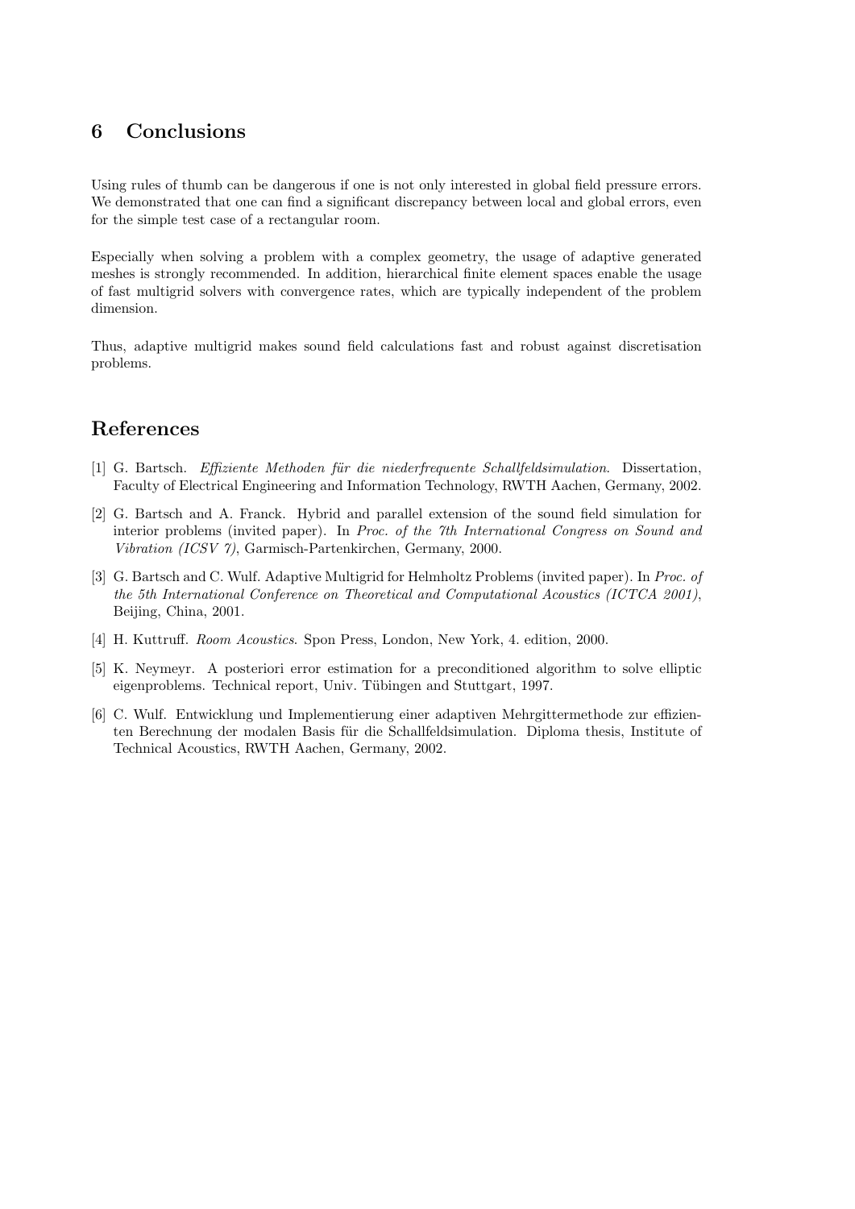## 6 Conclusions

Using rules of thumb can be dangerous if one is not only interested in global field pressure errors. We demonstrated that one can find a significant discrepancy between local and global errors, even for the simple test case of a rectangular room.

Especially when solving a problem with a complex geometry, the usage of adaptive generated meshes is strongly recommended. In addition, hierarchical finite element spaces enable the usage of fast multigrid solvers with convergence rates, which are typically independent of the problem dimension.

Thus, adaptive multigrid makes sound field calculations fast and robust against discretisation problems.

## References

[1] G. Bartsch. *Effiziente Methoden für die niederfrequente Schallfeldsimulation*. Dissertation, Faculty of Electrical Engineering and Information Technology, RWTH Aachen, Germany, 2002.

[2] G. Bartsch and A. Franck. Hybrid and parallel extension of the sound field simulation for interior problems (invited paper). In *Proc. of the 7th International Congress on Sound and Vibration (ICSV 7)*, Garmisch-Partenkirchen, Germany, 2000.

[3] G. Bartsch and C. Wulf. Adaptive Multigrid for Helmholtz Problems (invited paper). In *Proc. of the 5th International Conference on Theoretical and Computational Acoustics (ICTCA 2001)*, Beijing, China, 2001.

[4] H. Kuttruff. *Room Acoustics*. Spon Press, London, New York, 4. edition, 2000.

[5] K. Neymeyr. A posteriori error estimation for a preconditioned algorithm to solve elliptic eigenproblems. Technical report, Univ. Tübingen and Stuttgart, 1997.

[6] C. Wulf. Entwicklung und Implementierung einer adaptiven Mehrgittermethode zur effizienten Berechnung der modalen Basis für die Schallfeldsimulation. Diploma thesis, Institute of Technical Acoustics, RWTH Aachen, Germany, 2002.